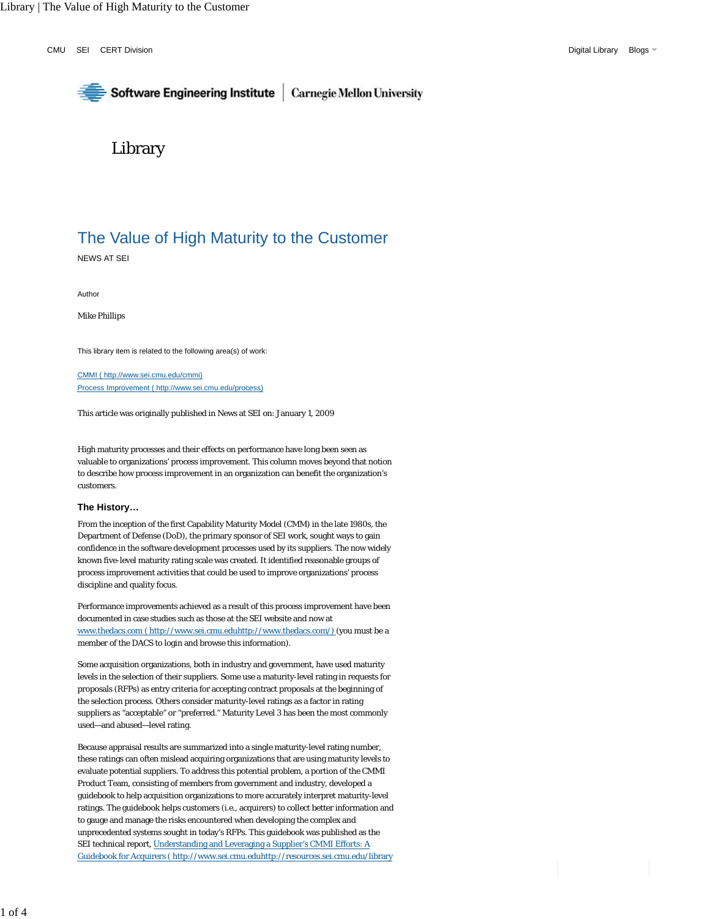CMU SEI CERT Division

Digital Library Blogs

Software Engineering Institute | Carnegie Mellon University

Library

# The Value of High Maturity to the Customer

NEWS AT SEI

Author

Mike Phillips

This library item is related to the following area(s) of work:

[CMMI ( http://www.sei.cmu.edu/cmmi)](http://www.sei.cmu.edu/cmmi)
[Process Improvement ( http://www.sei.cmu.edu/process)](http://www.sei.cmu.edu/process)

This article was originally published in News at SEI on: January 1, 2009

High maturity processes and their effects on performance have long been seen as valuable to organizations' process improvement. This column moves beyond that notion to describe how process improvement in an organization can benefit the organization's customers.

### The History…

From the inception of the first Capability Maturity Model (CMM) in the late 1980s, the Department of Defense (DoD), the primary sponsor of SEI work, sought ways to gain confidence in the software development processes used by its suppliers. The now widely known five-level maturity rating scale was created. It identified reasonable groups of process improvement activities that could be used to improve organizations' process discipline and quality focus.

Performance improvements achieved as a result of this process improvement have been documented in case studies such as those at the SEI website and now at [www.thedacs.com ( http://www.sei.cmu.eduhttp://www.thedacs.com/ )](http://www.sei.cmu.eduhttp://www.thedacs.com/) (you must be a member of the DACS to login and browse this information).

Some acquisition organizations, both in industry and government, have used maturity levels in the selection of their suppliers. Some use a maturity-level rating in requests for proposals (RFPs) as entry criteria for accepting contract proposals at the beginning of the selection process. Others consider maturity-level ratings as a factor in rating suppliers as "acceptable" or "preferred." Maturity Level 3 has been the most commonly used—and abused—level rating.

Because appraisal results are summarized into a single maturity-level rating number, these ratings can often mislead acquiring organizations that are using maturity levels to evaluate potential suppliers. To address this potential problem, a portion of the CMMI Product Team, consisting of members from government and industry, developed a guidebook to help acquisition organizations to more accurately interpret maturity-level ratings. The guidebook helps customers (i.e., acquirers) to collect better information and to gauge and manage the risks encountered when developing the complex and unprecedented systems sought in today's RFPs. This guidebook was published as the SEI technical report, [Understanding and Leveraging a Supplier's CMMI Efforts: A Guidebook for Acquirers ( http://www.sei.cmu.eduhttp://resources.sei.cmu.edu/library](http://www.sei.cmu.eduhttp://resources.sei.cmu.edu/library)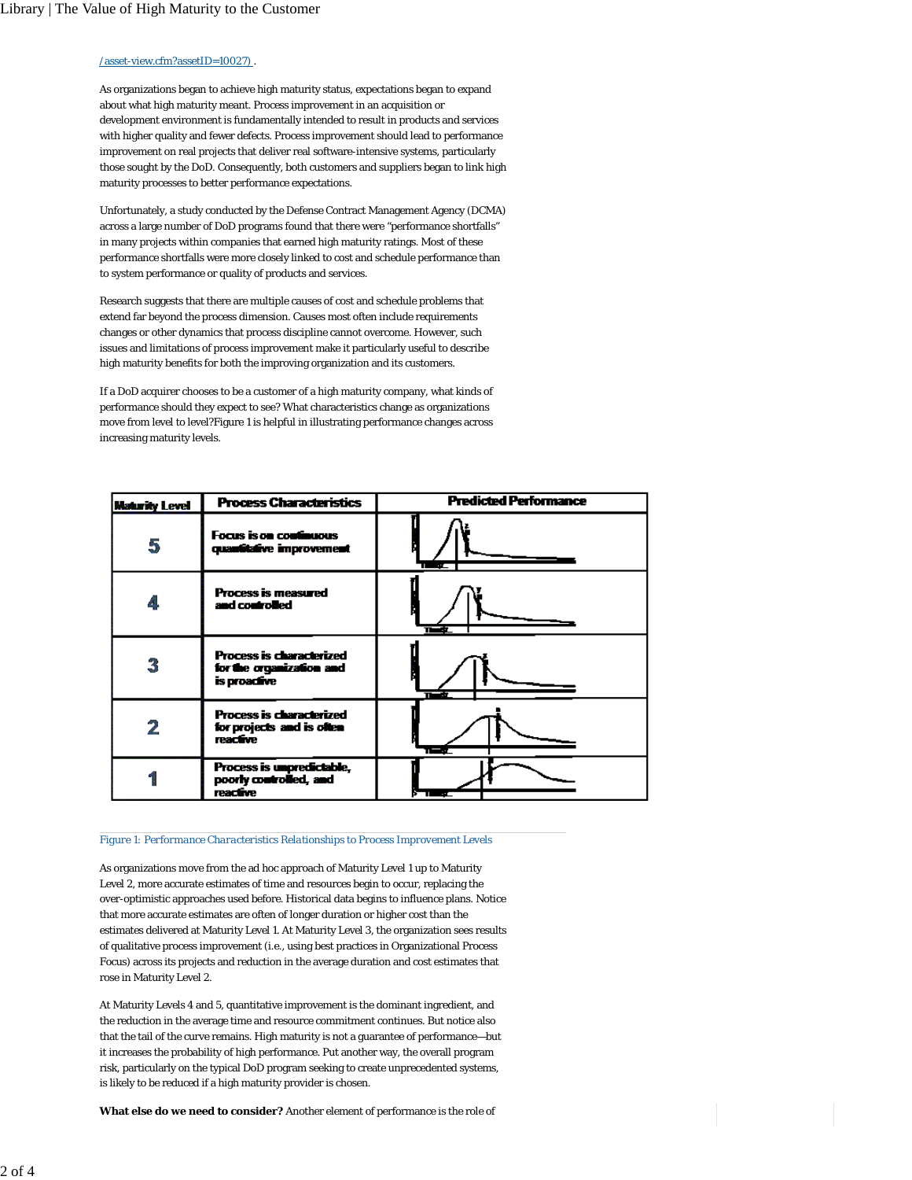/asset-view.cfm?assetID=10027) .

As organizations began to achieve high maturity status, expectations began to expand about what high maturity meant. Process improvement in an acquisition or development environment is fundamentally intended to result in products and services with higher quality and fewer defects. Process improvement should lead to performance improvement on real projects that deliver real software-intensive systems, particularly those sought by the DoD. Consequently, both customers and suppliers began to link high maturity processes to better performance expectations.

Unfortunately, a study conducted by the Defense Contract Management Agency (DCMA) across a large number of DoD programs found that there were "performance shortfalls" in many projects within companies that earned high maturity ratings. Most of these performance shortfalls were more closely linked to cost and schedule performance than to system performance or quality of products and services.

Research suggests that there are multiple causes of cost and schedule problems that extend far beyond the process dimension. Causes most often include requirements changes or other dynamics that process discipline cannot overcome. However, such issues and limitations of process improvement make it particularly useful to describe high maturity benefits for both the improving organization and its customers.

If a DoD acquirer chooses to be a customer of a high maturity company, what kinds of performance should they expect to see? What characteristics change as organizations move from level to level?Figure 1 is helpful in illustrating performance changes across increasing maturity levels.

| Maturity Level | Process Characteristics | Predicted Performance |
|---|---|---|
| 5 | Focus is on continuous quantitative improvement | |
| 4 | Process is measured and controlled | |
| 3 | Process is characterized for the organization and is proactive | |
| 2 | Process is characterized for projects and is often reactive | |
| 1 | Process is unpredictable, poorly controlled, and reactive | |

*Figure 1: Performance Characteristics Relationships to Process Improvement Levels*

As organizations move from the ad hoc approach of Maturity Level 1 up to Maturity Level 2, more accurate estimates of time and resources begin to occur, replacing the over-optimistic approaches used before. Historical data begins to influence plans. Notice that more accurate estimates are often of longer duration or higher cost than the estimates delivered at Maturity Level 1. At Maturity Level 3, the organization sees results of qualitative process improvement (i.e., using best practices in Organizational Process Focus) across its projects and reduction in the average duration and cost estimates that rose in Maturity Level 2.

At Maturity Levels 4 and 5, quantitative improvement is the dominant ingredient, and the reduction in the average time and resource commitment continues. But notice also that the tail of the curve remains. High maturity is not a guarantee of performance—but it increases the probability of high performance. Put another way, the overall program risk, particularly on the typical DoD program seeking to create unprecedented systems, is likely to be reduced if a high maturity provider is chosen.

**What else do we need to consider?** Another element of performance is the role of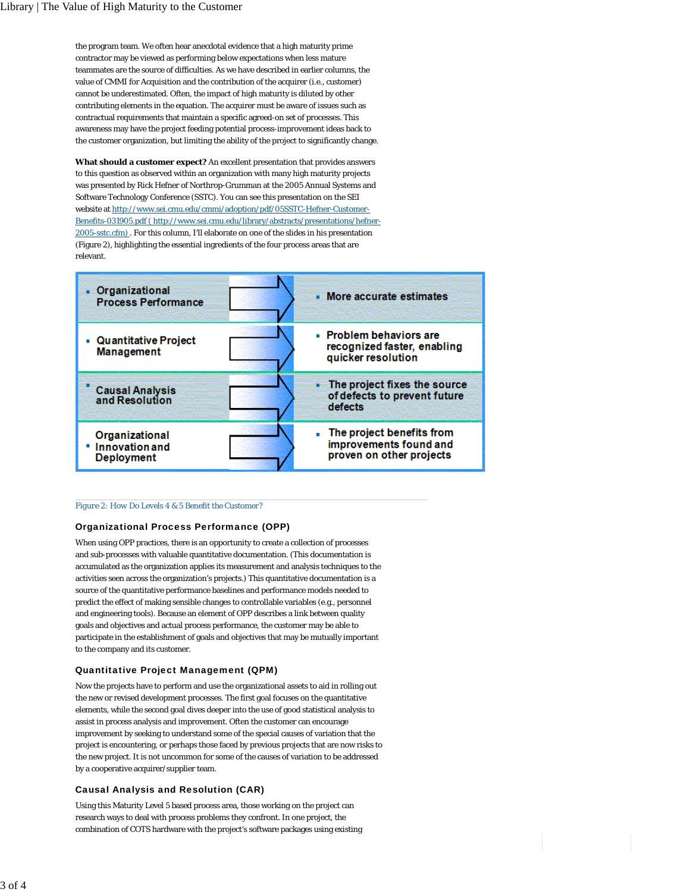the program team. We often hear anecdotal evidence that a high maturity prime contractor may be viewed as performing below expectations when less mature teammates are the source of difficulties. As we have described in earlier columns, the value of CMMI for Acquisition and the contribution of the acquirer (i.e., customer) cannot be underestimated. Often, the impact of high maturity is diluted by other contributing elements in the equation. The acquirer must be aware of issues such as contractual requirements that maintain a specific agreed-on set of processes. This awareness may have the project feeding potential process-improvement ideas back to the customer organization, but limiting the ability of the project to significantly change.

**What should a customer expect?** An excellent presentation that provides answers to this question as observed within an organization with many high maturity projects was presented by Rick Hefner of Northrop-Grumman at the 2005 Annual Systems and Software Technology Conference (SSTC). You can see this presentation on the SEI website at http://www.sei.cmu.edu/cmmi/adoption/pdf/05SSTC-Hefner-Customer-Benefits-031905.pdf ( http://www.sei.cmu.edu/library/abstracts/presentations/hefner-2005-sstc.cfm) . For this column, I'll elaborate on one of the slides in his presentation (Figure 2), highlighting the essential ingredients of the four process areas that are relevant.

| Process Area | Benefit |
| --- | --- |
| Organizational Process Performance | More accurate estimates |
| Quantitative Project Management | Problem behaviors are recognized faster, enabling quicker resolution |
| Causal Analysis and Resolution | The project fixes the source of defects to prevent future defects |
| Organizational Innovation and Deployment | The project benefits from improvements found and proven on other projects |

Figure 2: How Do Levels 4 & 5 Benefit the Customer?

### Organizational Process Performance (OPP)

When using OPP practices, there is an opportunity to create a collection of processes and sub-processes with valuable quantitative documentation. (This documentation is accumulated as the organization applies its measurement and analysis techniques to the activities seen across the organization's projects.) This quantitative documentation is a source of the quantitative performance baselines and performance models needed to predict the effect of making sensible changes to controllable variables (e.g., personnel and engineering tools). Because an element of OPP describes a link between quality goals and objectives and actual process performance, the customer may be able to participate in the establishment of goals and objectives that may be mutually important to the company and its customer.

### Quantitative Project Management (QPM)

Now the projects have to perform and use the organizational assets to aid in rolling out the new or revised development processes. The first goal focuses on the quantitative elements, while the second goal dives deeper into the use of good statistical analysis to assist in process analysis and improvement. Often the customer can encourage improvement by seeking to understand some of the special causes of variation that the project is encountering, or perhaps those faced by previous projects that are now risks to the new project. It is not uncommon for some of the causes of variation to be addressed by a cooperative acquirer/supplier team.

### Causal Analysis and Resolution (CAR)

Using this Maturity Level 5 based process area, those working on the project can research ways to deal with process problems they confront. In one project, the combination of COTS hardware with the project's software packages using existing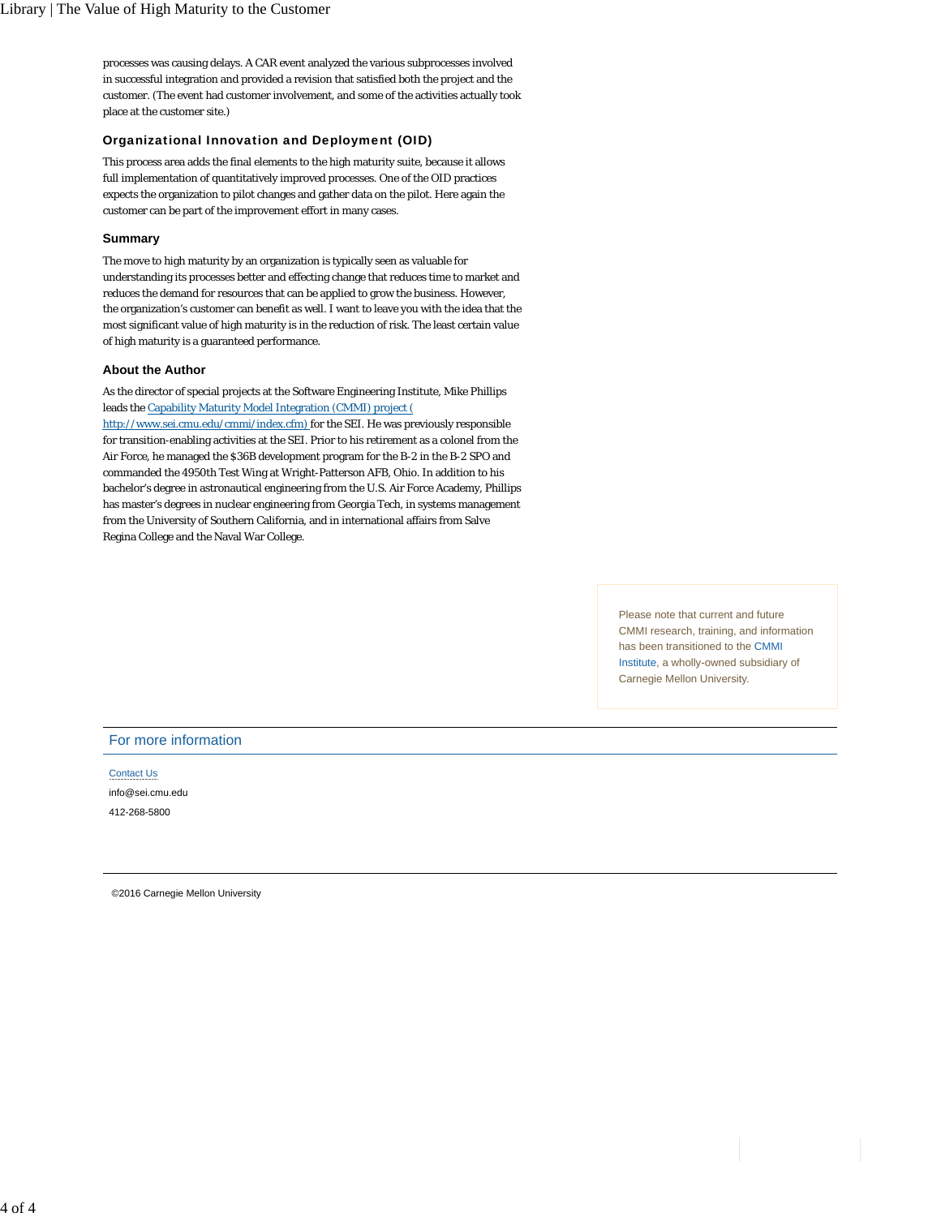processes was causing delays. A CAR event analyzed the various subprocesses involved in successful integration and provided a revision that satisfied both the project and the customer. (The event had customer involvement, and some of the activities actually took place at the customer site.)

### Organizational Innovation and Deployment (OID)

This process area adds the final elements to the high maturity suite, because it allows full implementation of quantitatively improved processes. One of the OID practices expects the organization to pilot changes and gather data on the pilot. Here again the customer can be part of the improvement effort in many cases.

### Summary

The move to high maturity by an organization is typically seen as valuable for understanding its processes better and effecting change that reduces time to market and reduces the demand for resources that can be applied to grow the business. However, the organization's customer can benefit as well. I want to leave you with the idea that the most significant value of high maturity is in the reduction of risk. The least certain value of high maturity is a guaranteed performance.

### About the Author

As the director of special projects at the Software Engineering Institute, Mike Phillips leads the [Capability Maturity Model Integration (CMMI) project ( http://www.sei.cmu.edu/cmmi/index.cfm)](http://www.sei.cmu.edu/cmmi/index.cfm) for the SEI. He was previously responsible for transition-enabling activities at the SEI. Prior to his retirement as a colonel from the Air Force, he managed the $36B development program for the B-2 in the B-2 SPO and commanded the 4950th Test Wing at Wright-Patterson AFB, Ohio. In addition to his bachelor's degree in astronautical engineering from the U.S. Air Force Academy, Phillips has master's degrees in nuclear engineering from Georgia Tech, in systems management from the University of Southern California, and in international affairs from Salve Regina College and the Naval War College.

Please note that current and future CMMI research, training, and information has been transitioned to the CMMI Institute, a wholly-owned subsidiary of Carnegie Mellon University.

## For more information

Contact Us

info@sei.cmu.edu

412-268-5800

©2016 Carnegie Mellon University